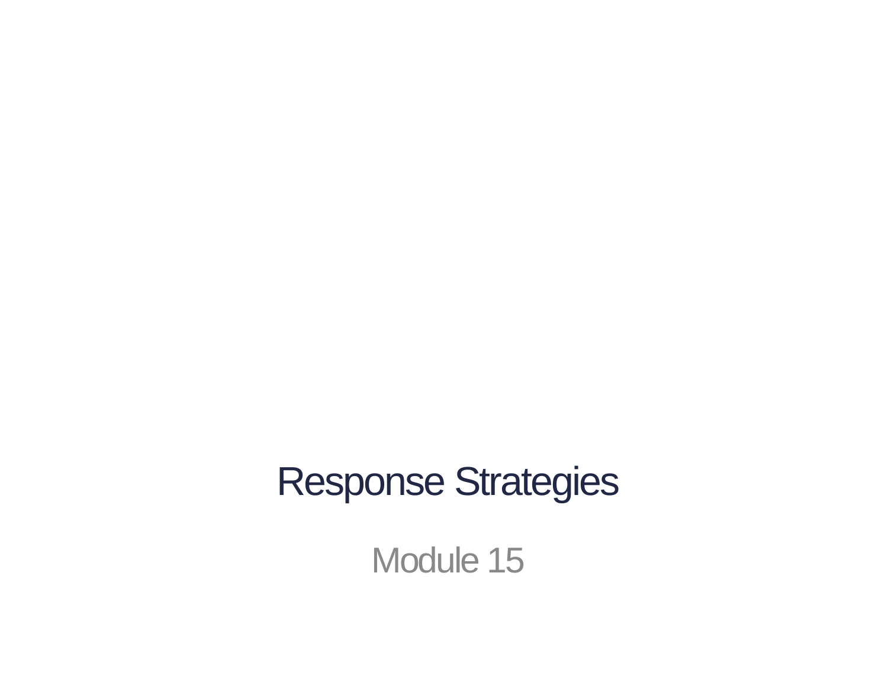# Response Strategies

Module 15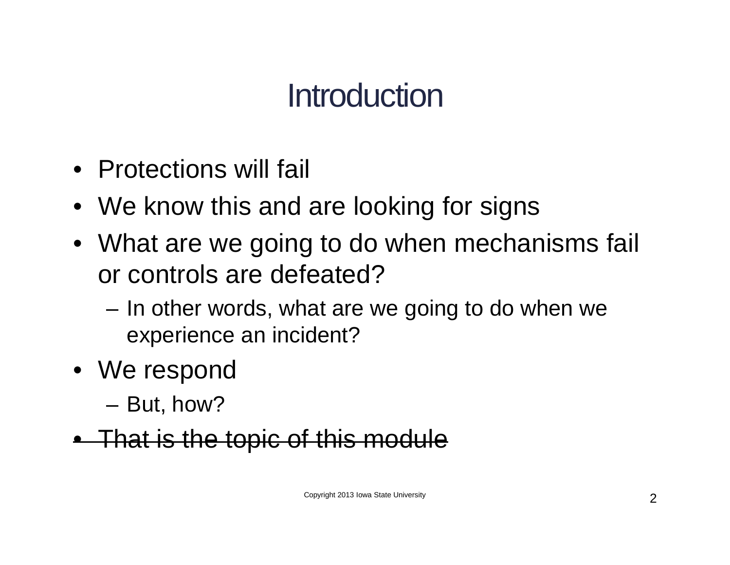# Introduction

- Protections will fail
- We know this and are looking for signs
- What are we going to do when mechanisms fail or controls are defeated?
  - In other words, what are we going to do when we experience an incident?
- We respond
  - But, how?
- ~~That is the topic of this module~~

Copyright 2013 Iowa State University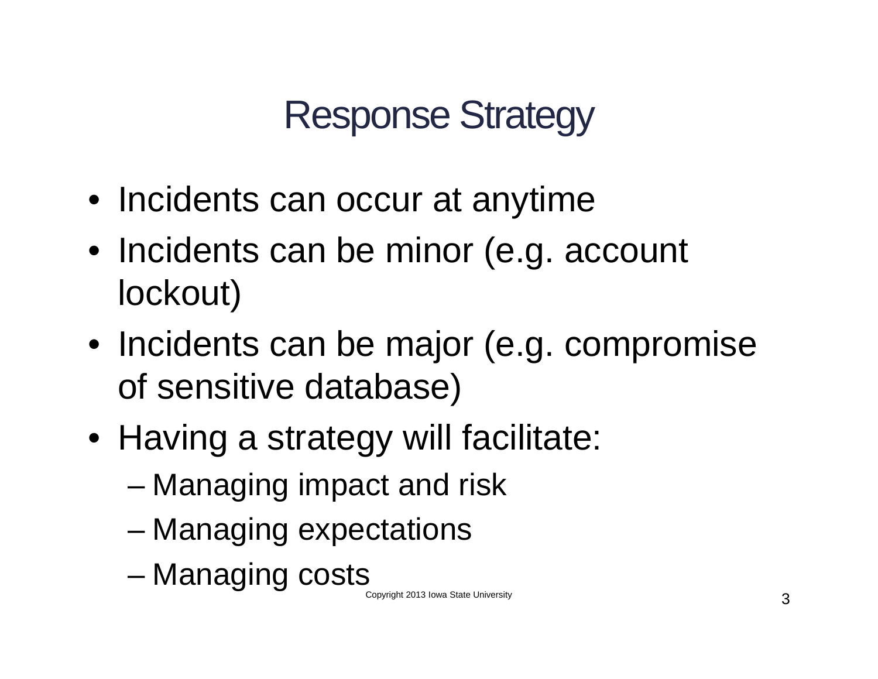# Response Strategy

- Incidents can occur at anytime
- Incidents can be minor (e.g. account lockout)
- Incidents can be major (e.g. compromise of sensitive database)
- Having a strategy will facilitate:
  - Managing impact and risk
  - Managing expectations
  - Managing costs

Copyright 2013 Iowa State University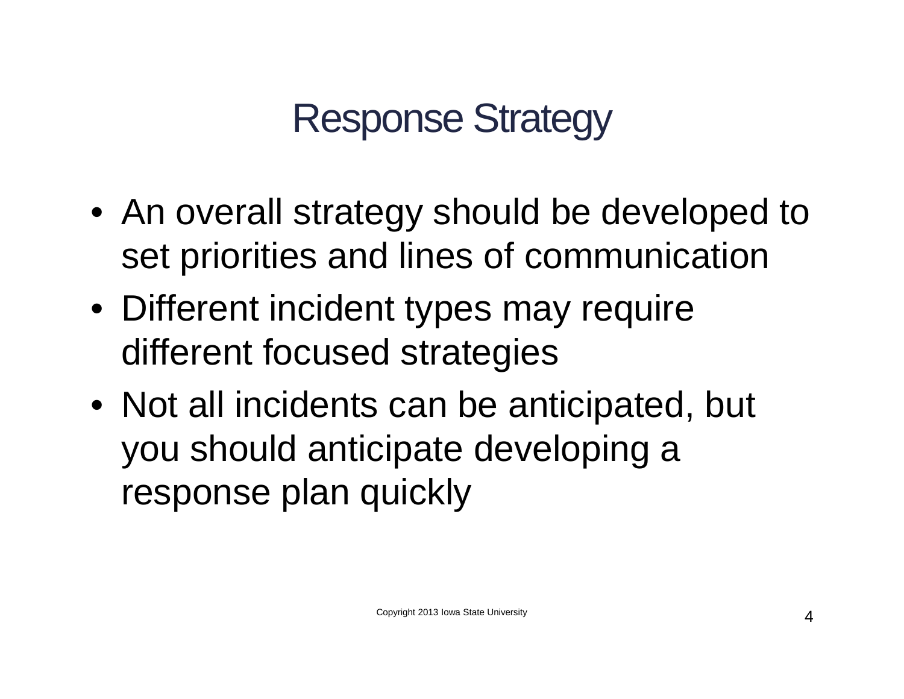# Response Strategy

- An overall strategy should be developed to set priorities and lines of communication
- Different incident types may require different focused strategies
- Not all incidents can be anticipated, but you should anticipate developing a response plan quickly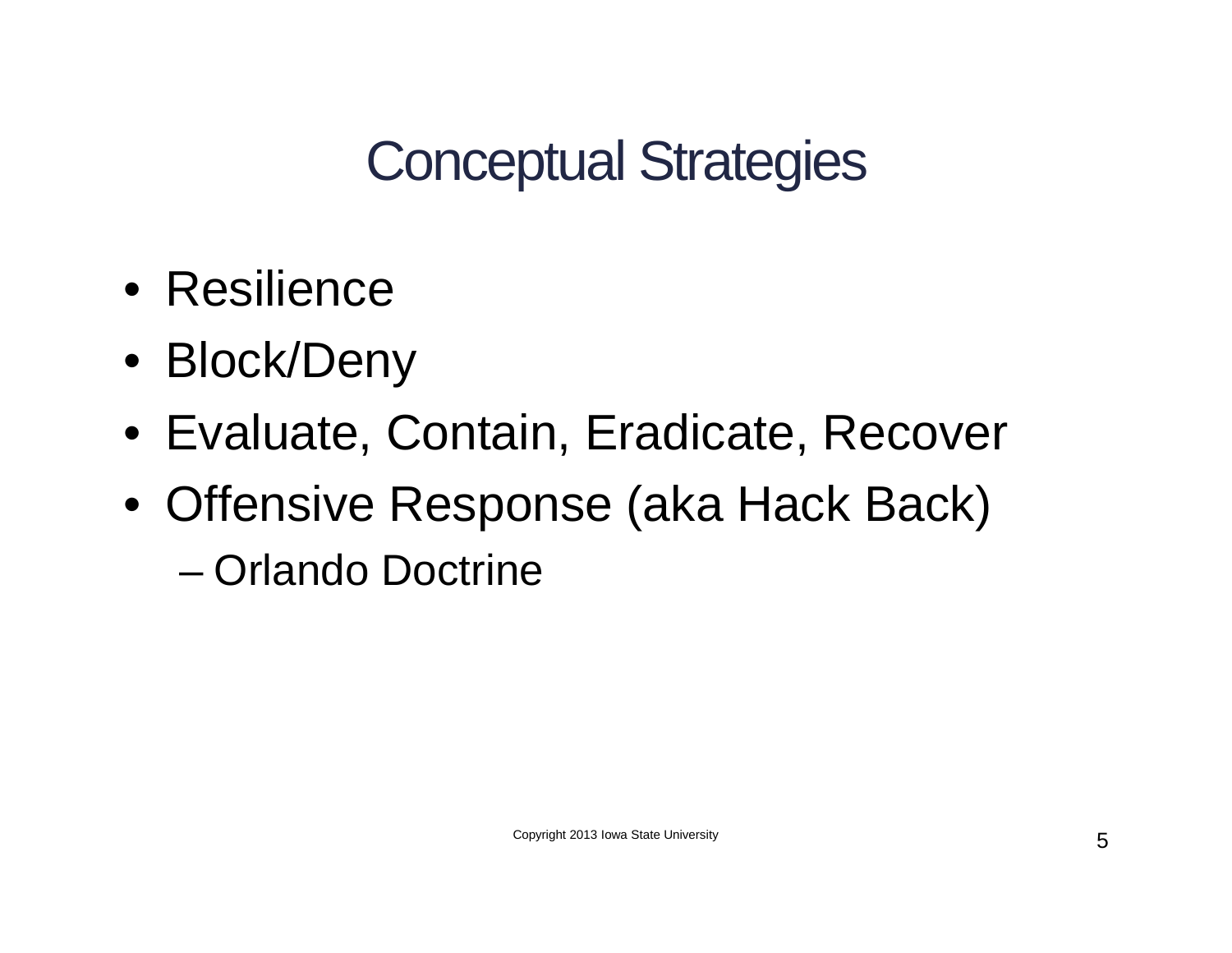# Conceptual Strategies

- Resilience
- Block/Deny
- Evaluate, Contain, Eradicate, Recover
- Offensive Response (aka Hack Back)
  - Orlando Doctrine

Copyright 2013 Iowa State University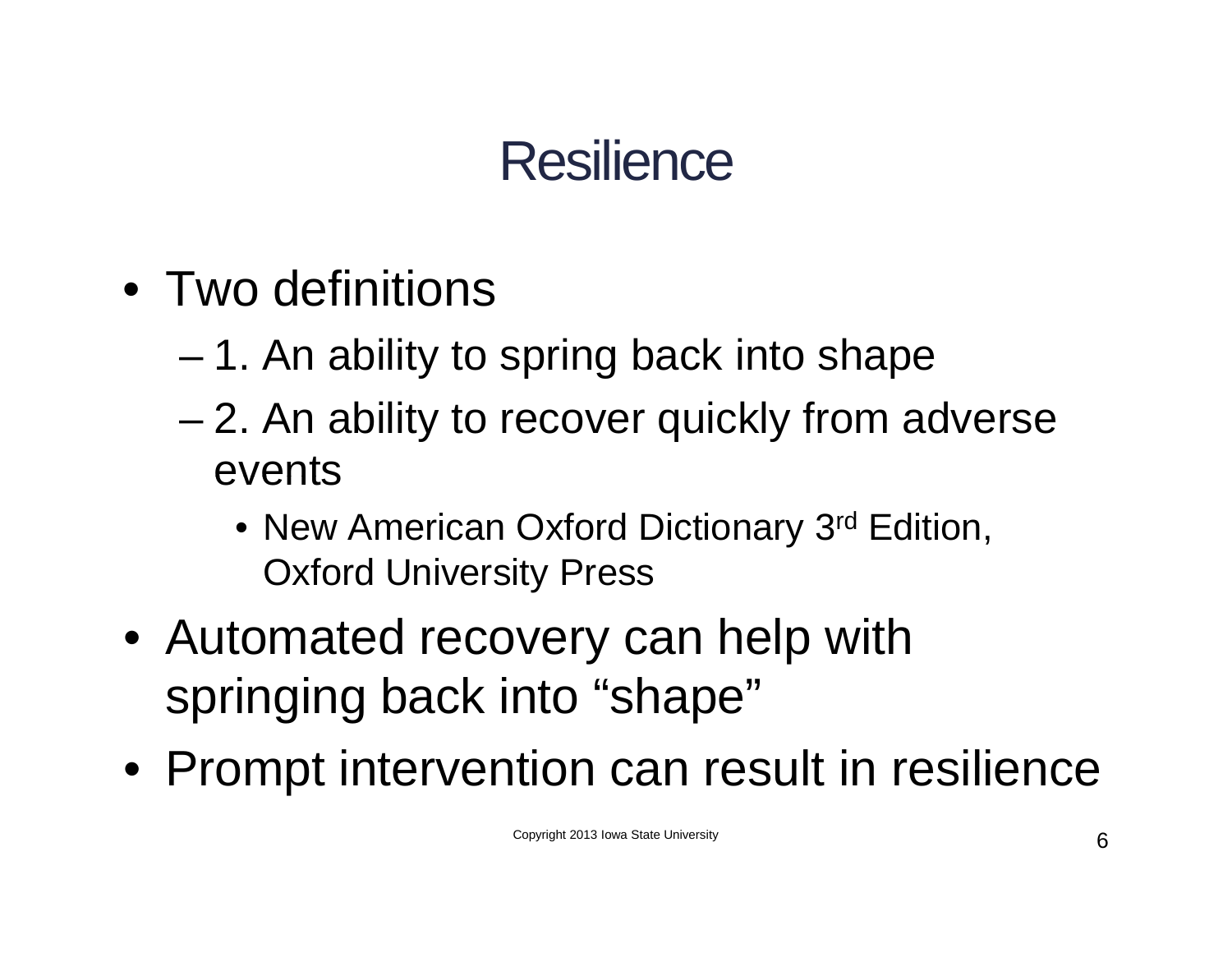# Resilience

- Two definitions
  - 1. An ability to spring back into shape
  - 2. An ability to recover quickly from adverse events
    - New American Oxford Dictionary 3rd Edition, Oxford University Press
- Automated recovery can help with springing back into “shape”
- Prompt intervention can result in resilience

Copyright 2013 Iowa State University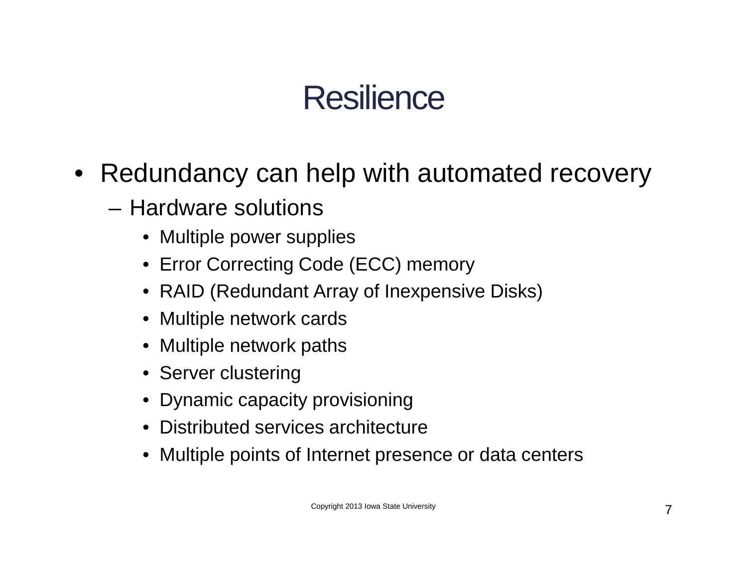# Resilience

- Redundancy can help with automated recovery
  - Hardware solutions
    - Multiple power supplies
    - Error Correcting Code (ECC) memory
    - RAID (Redundant Array of Inexpensive Disks)
    - Multiple network cards
    - Multiple network paths
    - Server clustering
    - Dynamic capacity provisioning
    - Distributed services architecture
    - Multiple points of Internet presence or data centers

Copyright 2013 Iowa State University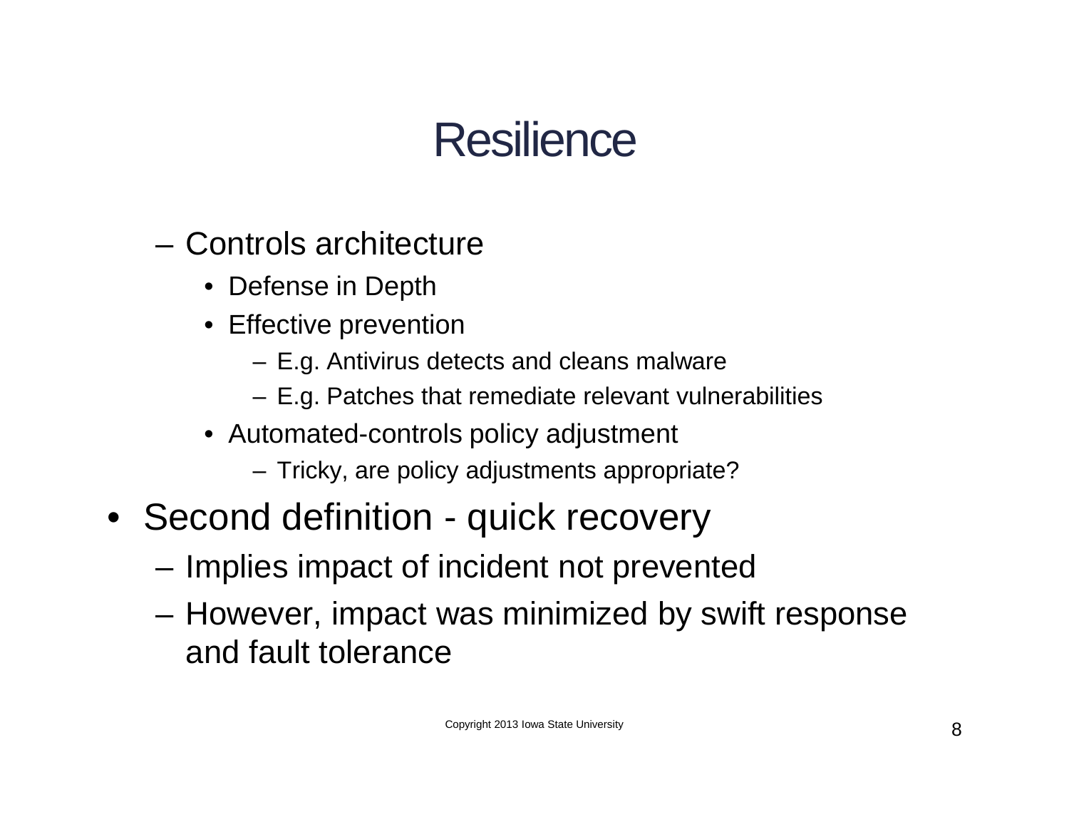# Resilience

- Controls architecture
  - Defense in Depth
  - Effective prevention
    - E.g. Antivirus detects and cleans malware
    - E.g. Patches that remediate relevant vulnerabilities
  - Automated-controls policy adjustment
    - Tricky, are policy adjustments appropriate?

- Second definition - quick recovery
  - Implies impact of incident not prevented
  - However, impact was minimized by swift response and fault tolerance

Copyright 2013 Iowa State University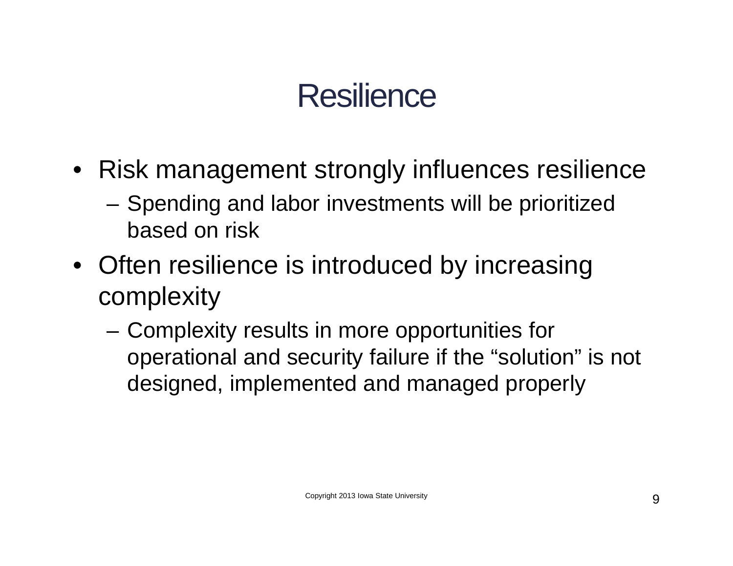# Resilience

- Risk management strongly influences resilience
  - Spending and labor investments will be prioritized based on risk
- Often resilience is introduced by increasing complexity
  - Complexity results in more opportunities for operational and security failure if the “solution” is not designed, implemented and managed properly

Copyright 2013 Iowa State University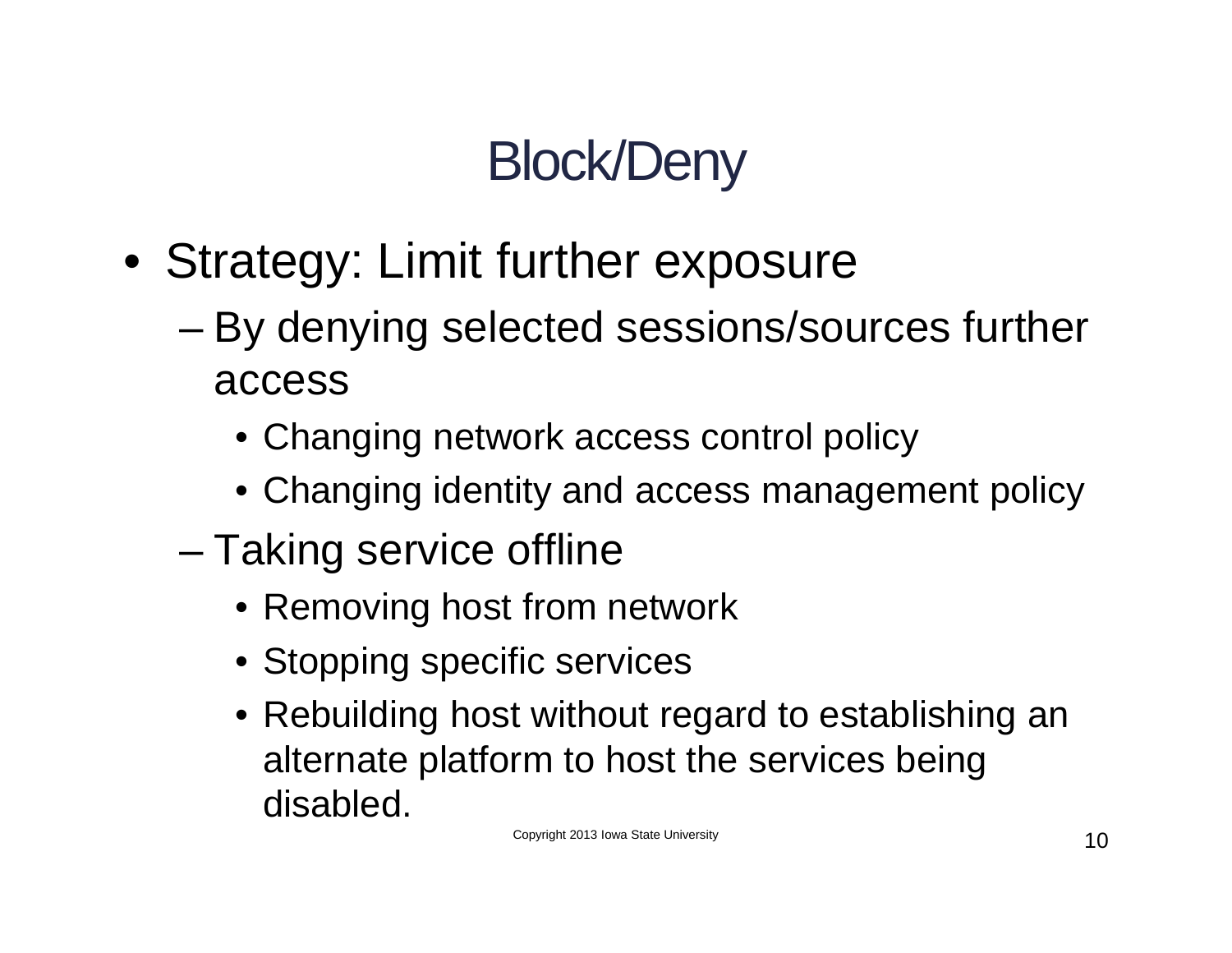# Block/Deny

- Strategy: Limit further exposure
  - By denying selected sessions/sources further access
    - Changing network access control policy
    - Changing identity and access management policy
  - Taking service offline
    - Removing host from network
    - Stopping specific services
    - Rebuilding host without regard to establishing an alternate platform to host the services being disabled.

Copyright 2013 Iowa State University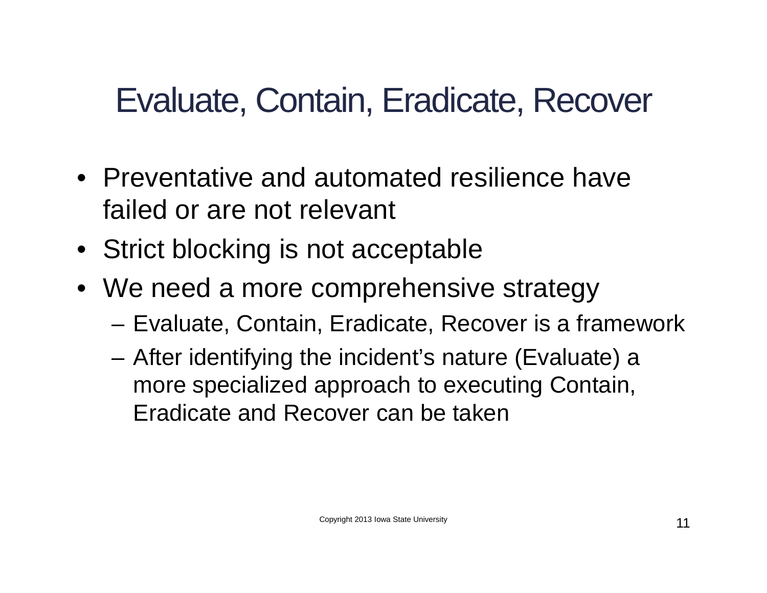# Evaluate, Contain, Eradicate, Recover

- Preventative and automated resilience have failed or are not relevant
- Strict blocking is not acceptable
- We need a more comprehensive strategy
  - Evaluate, Contain, Eradicate, Recover is a framework
  - After identifying the incident's nature (Evaluate) a more specialized approach to executing Contain, Eradicate and Recover can be taken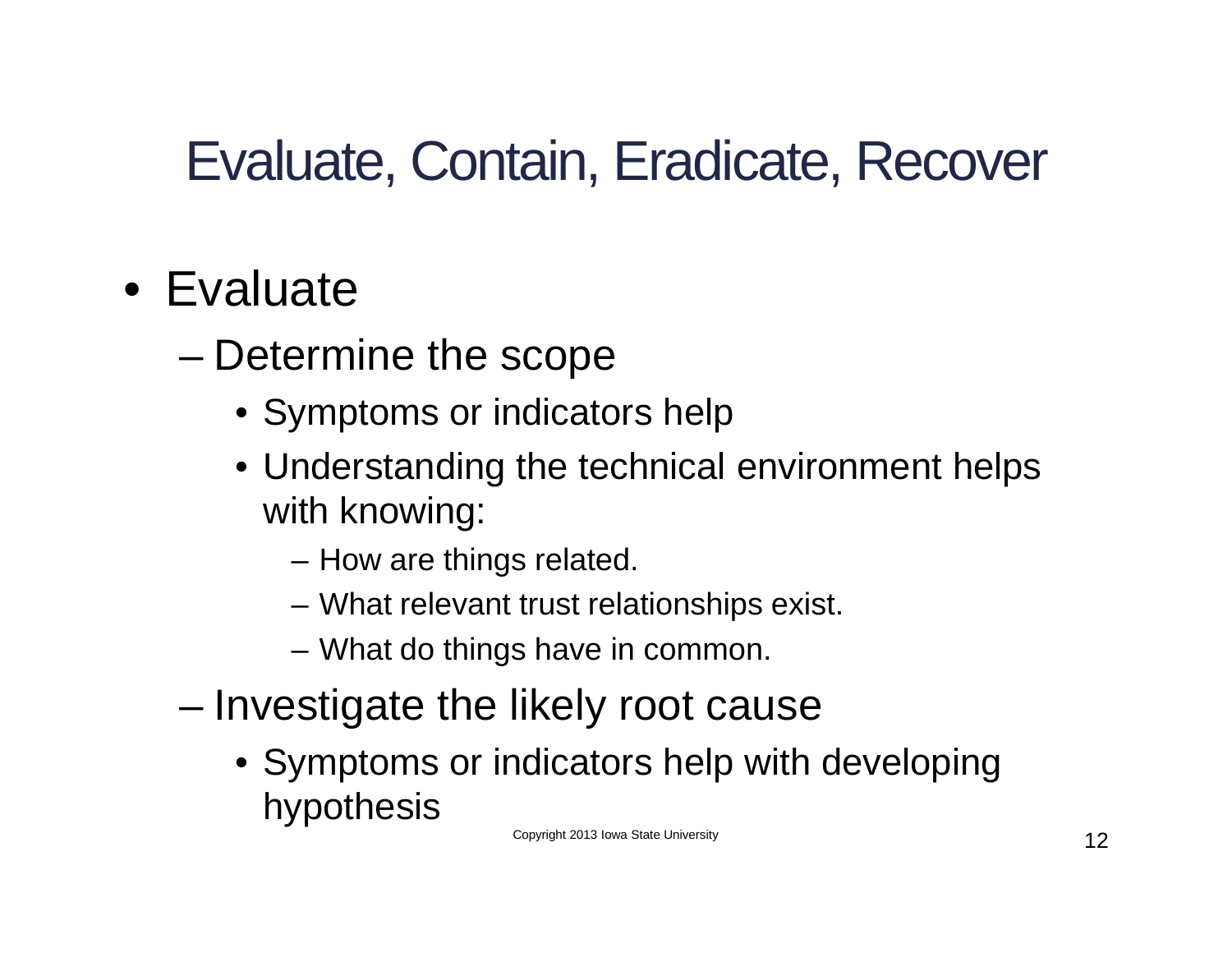# Evaluate, Contain, Eradicate, Recover

- Evaluate
  - Determine the scope
    - Symptoms or indicators help
    - Understanding the technical environment helps with knowing:
      - How are things related.
      - What relevant trust relationships exist.
      - What do things have in common.
  - Investigate the likely root cause
    - Symptoms or indicators help with developing hypothesis

Copyright 2013 Iowa State University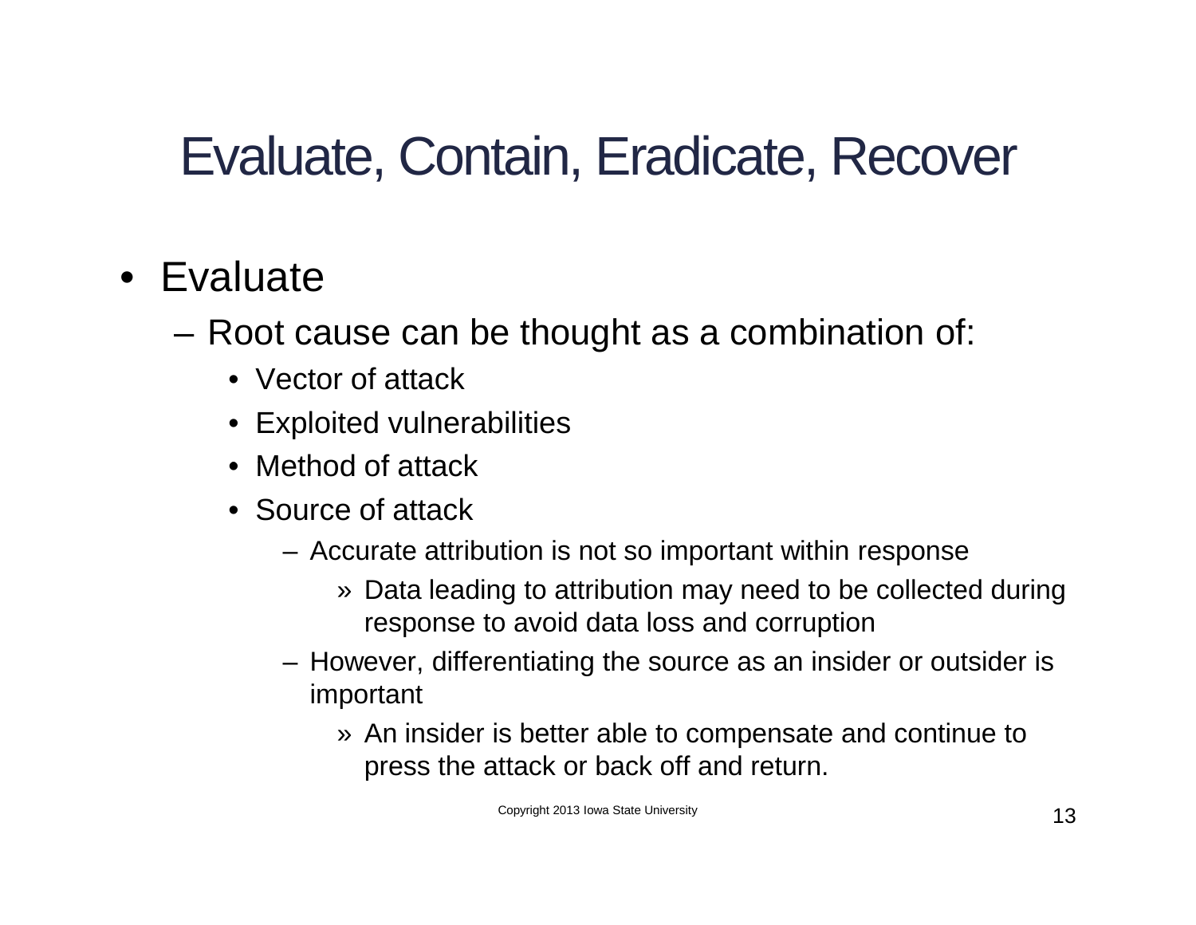# Evaluate, Contain, Eradicate, Recover

- Evaluate
  - Root cause can be thought as a combination of:
    - Vector of attack
    - Exploited vulnerabilities
    - Method of attack
    - Source of attack
      - Accurate attribution is not so important within response
        - Data leading to attribution may need to be collected during response to avoid data loss and corruption
      - However, differentiating the source as an insider or outsider is important
        - An insider is better able to compensate and continue to press the attack or back off and return.

Copyright 2013 Iowa State University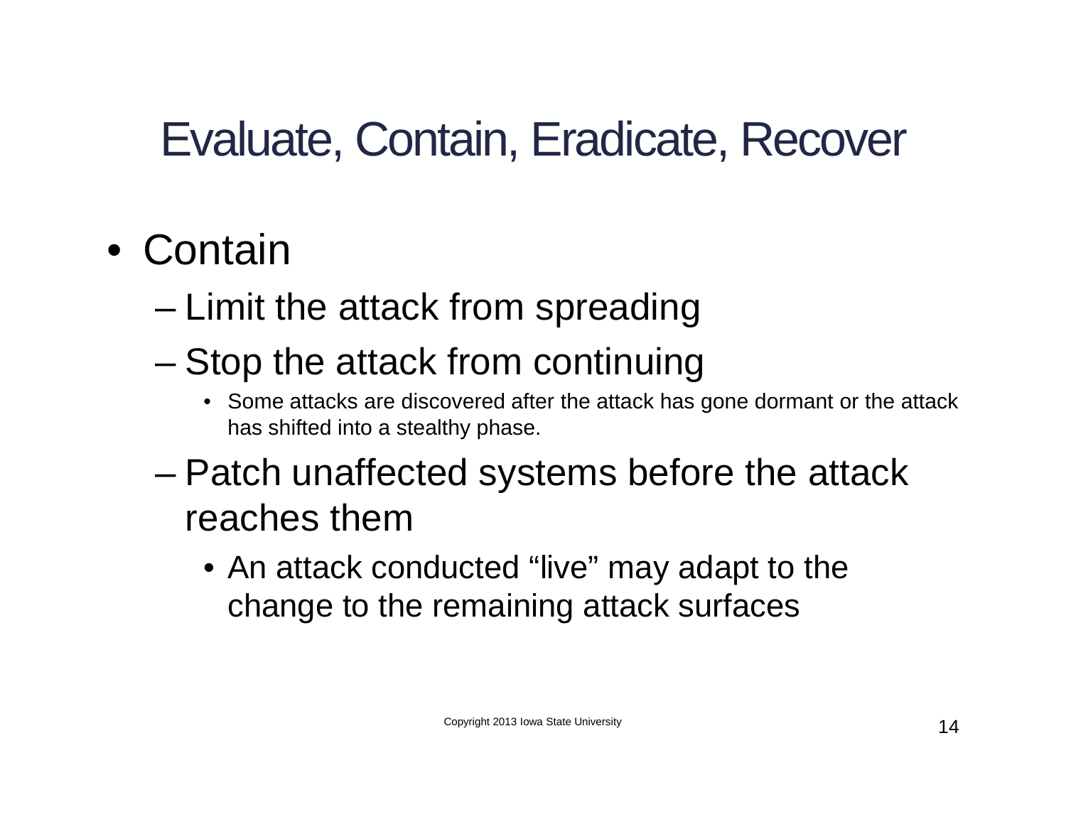# Evaluate, Contain, Eradicate, Recover

- Contain
  - Limit the attack from spreading
  - Stop the attack from continuing
    - Some attacks are discovered after the attack has gone dormant or the attack has shifted into a stealthy phase.
  - Patch unaffected systems before the attack reaches them
    - An attack conducted "live" may adapt to the change to the remaining attack surfaces

Copyright 2013 Iowa State University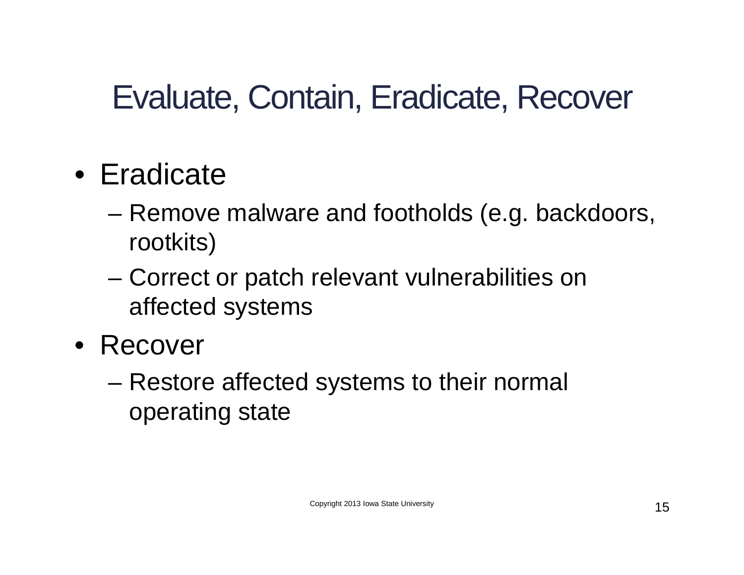# Evaluate, Contain, Eradicate, Recover

- Eradicate
  - Remove malware and footholds (e.g. backdoors, rootkits)
  - Correct or patch relevant vulnerabilities on affected systems
- Recover
  - Restore affected systems to their normal operating state

Copyright 2013 Iowa State University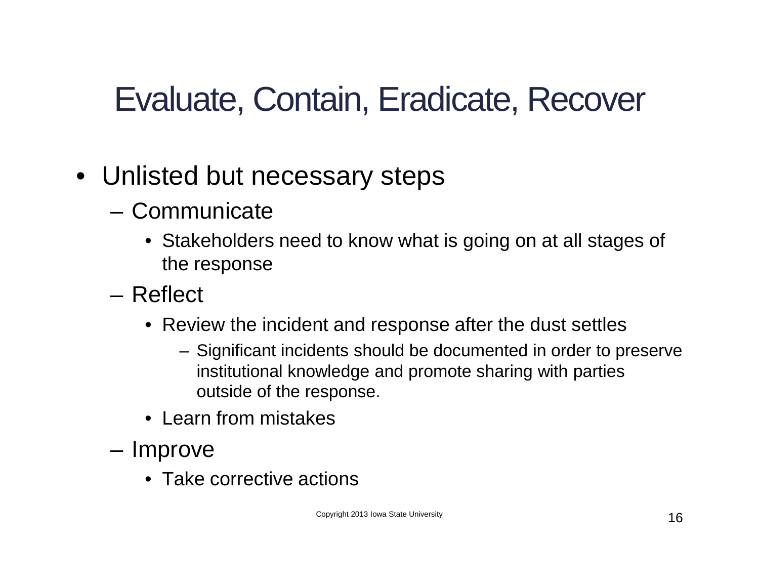# Evaluate, Contain, Eradicate, Recover

- Unlisted but necessary steps
  - Communicate
    - Stakeholders need to know what is going on at all stages of the response
  - Reflect
    - Review the incident and response after the dust settles
      - Significant incidents should be documented in order to preserve institutional knowledge and promote sharing with parties outside of the response.
    - Learn from mistakes
  - Improve
    - Take corrective actions

Copyright 2013 Iowa State University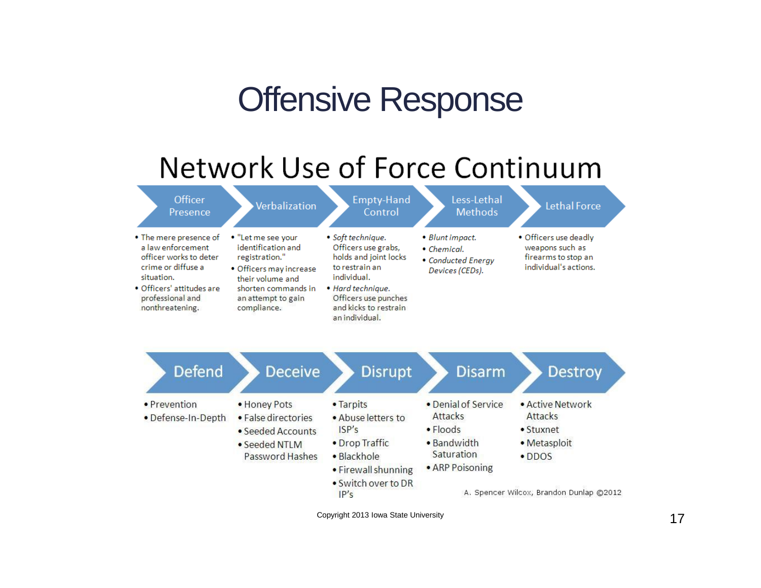# Offensive Response

## Network Use of Force Continuum

| Officer Presence | Verbalization | Empty-Hand Control | Less-Lethal Methods | Lethal Force |
|---|---|---|---|---|
| • The mere presence of a law enforcement officer works to deter crime or diffuse a situation.<br>• Officers' attitudes are professional and nonthreatening. | • "Let me see your identification and registration."<br>• Officers may increase their volume and shorten commands in an attempt to gain compliance. | • *Soft technique.* Officers use grabs, holds and joint locks to restrain an individual.<br>• *Hard technique.* Officers use punches and kicks to restrain an individual. | • *Blunt impact.*<br>• *Chemical.*<br>• *Conducted Energy Devices (CEDs).* | • Officers use deadly weapons such as firearms to stop an individual's actions. |

| Defend | Deceive | Disrupt | Disarm | Destroy |
|---|---|---|---|---|
| • Prevention<br>• Defense-In-Depth | • Honey Pots<br>• False directories<br>• Seeded Accounts<br>• Seeded NTLM Password Hashes | • Tarpits<br>• Abuse letters to ISP's<br>• Drop Traffic<br>• Blackhole<br>• Firewall shunning<br>• Switch over to DR IP's | • Denial of Service Attacks<br>• Floods<br>• Bandwidth Saturation<br>• ARP Poisoning | • Active Network Attacks<br>• Stuxnet<br>• Metasploit<br>• DDOS |

A. Spencer Wilcox, Brandon Dunlap ©2012

Copyright 2013 Iowa State University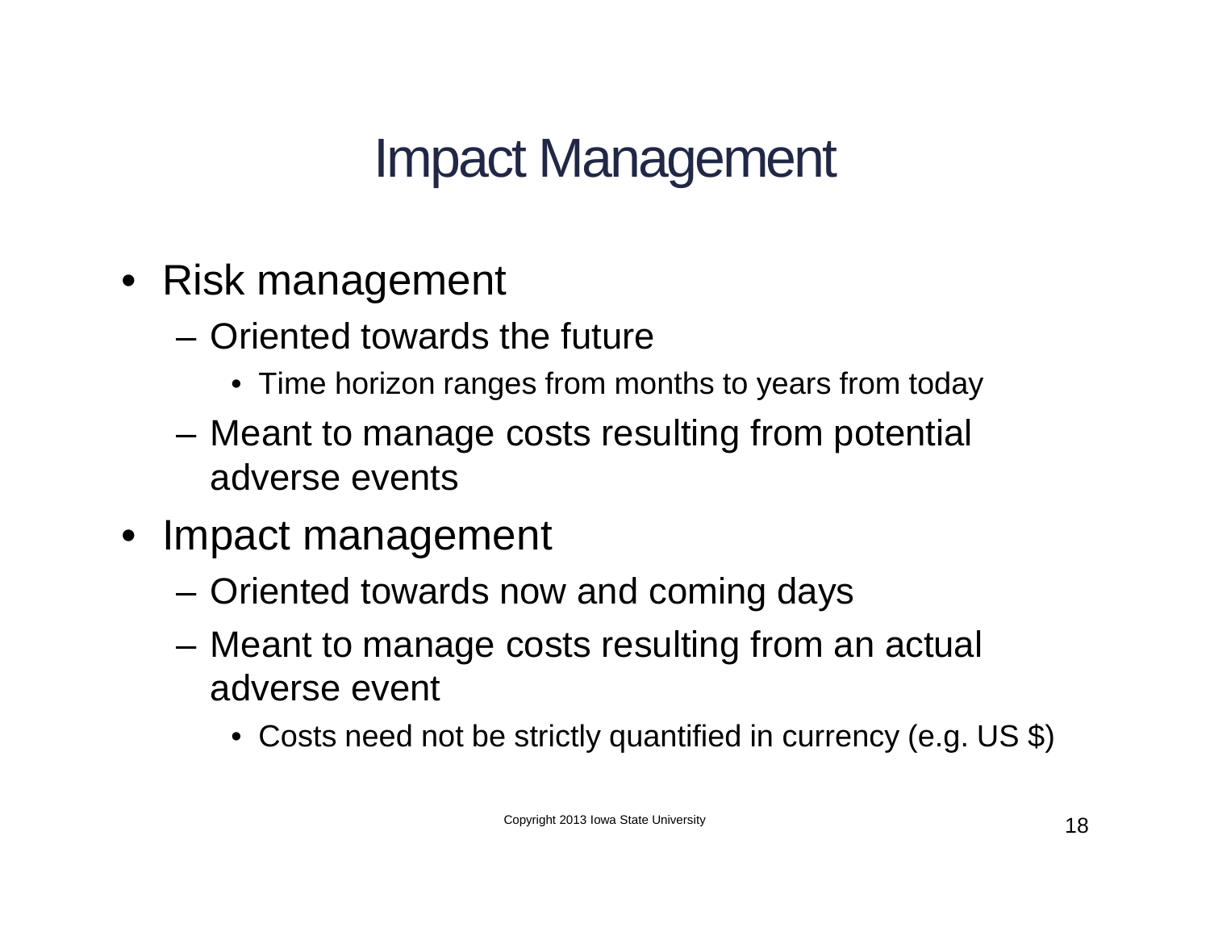# Impact Management

- Risk management
  - Oriented towards the future
    - Time horizon ranges from months to years from today
  - Meant to manage costs resulting from potential adverse events
- Impact management
  - Oriented towards now and coming days
  - Meant to manage costs resulting from an actual adverse event
    - Costs need not be strictly quantified in currency (e.g. US $)

Copyright 2013 Iowa State University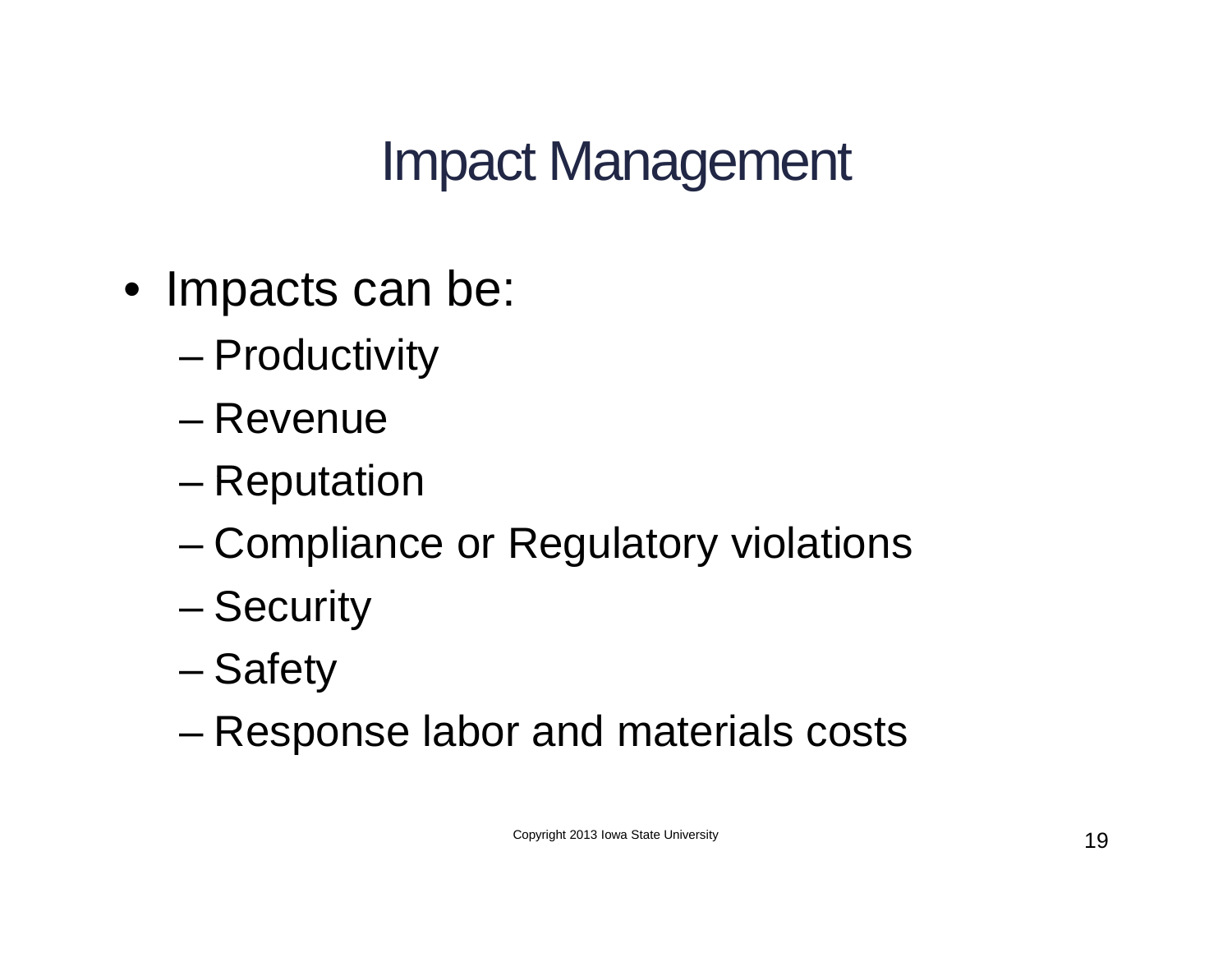# Impact Management

- Impacts can be:
  - Productivity
  - Revenue
  - Reputation
  - Compliance or Regulatory violations
  - Security
  - Safety
  - Response labor and materials costs

Copyright 2013 Iowa State University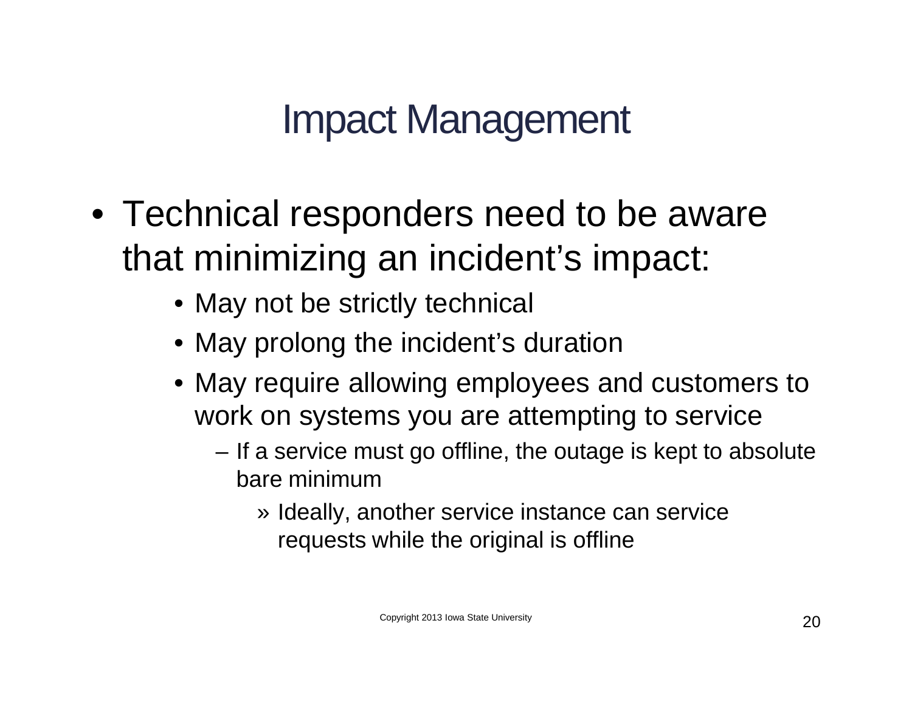# Impact Management

- Technical responders need to be aware that minimizing an incident's impact:
  - May not be strictly technical
  - May prolong the incident's duration
  - May require allowing employees and customers to work on systems you are attempting to service
    - If a service must go offline, the outage is kept to absolute bare minimum
      - » Ideally, another service instance can service requests while the original is offline

Copyright 2013 Iowa State University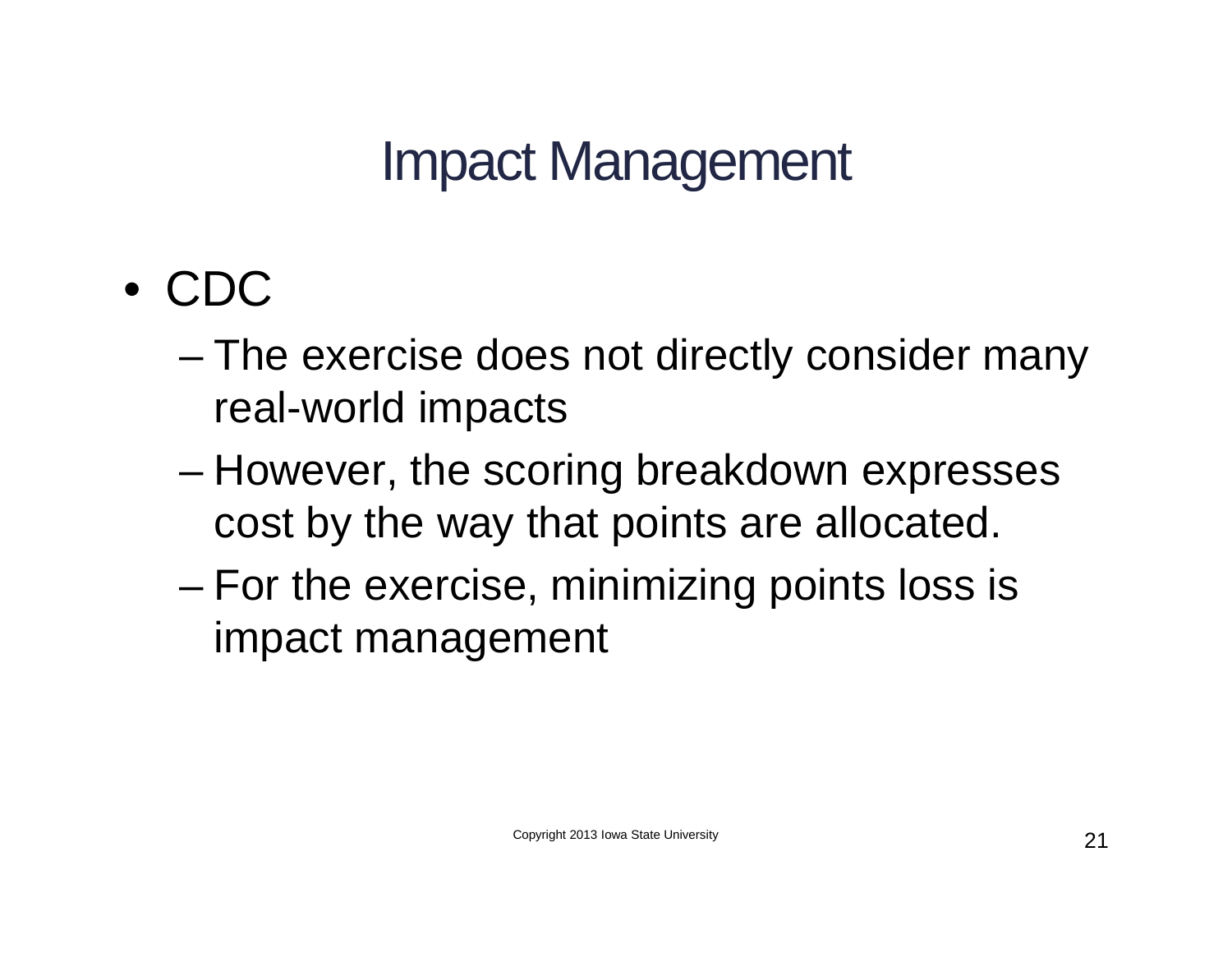# Impact Management

- CDC
  - The exercise does not directly consider many real-world impacts
  - However, the scoring breakdown expresses cost by the way that points are allocated.
  - For the exercise, minimizing points loss is impact management

Copyright 2013 Iowa State University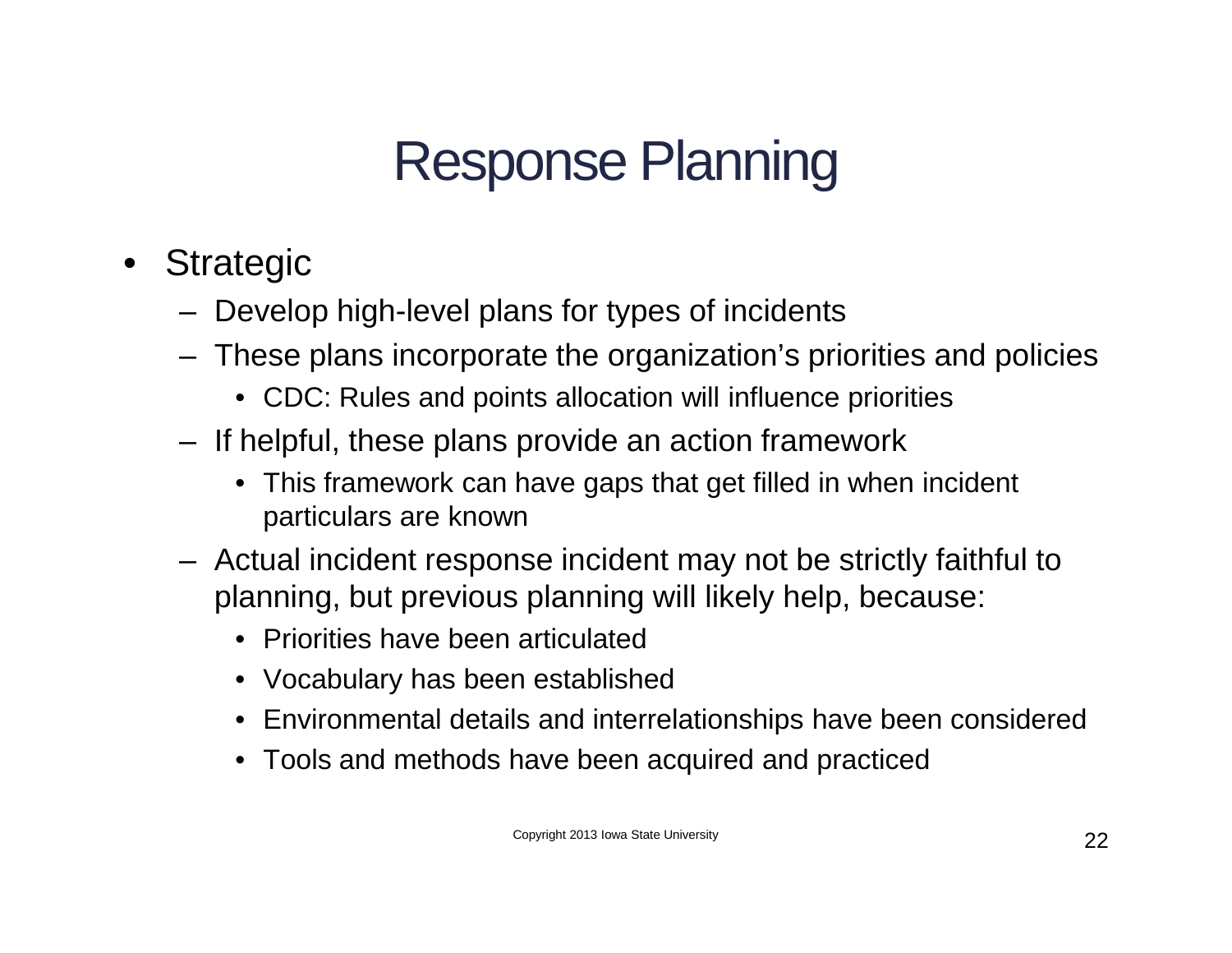# Response Planning

- Strategic
  - Develop high-level plans for types of incidents
  - These plans incorporate the organization's priorities and policies
    - CDC: Rules and points allocation will influence priorities
  - If helpful, these plans provide an action framework
    - This framework can have gaps that get filled in when incident particulars are known
  - Actual incident response incident may not be strictly faithful to planning, but previous planning will likely help, because:
    - Priorities have been articulated
    - Vocabulary has been established
    - Environmental details and interrelationships have been considered
    - Tools and methods have been acquired and practiced

Copyright 2013 Iowa State University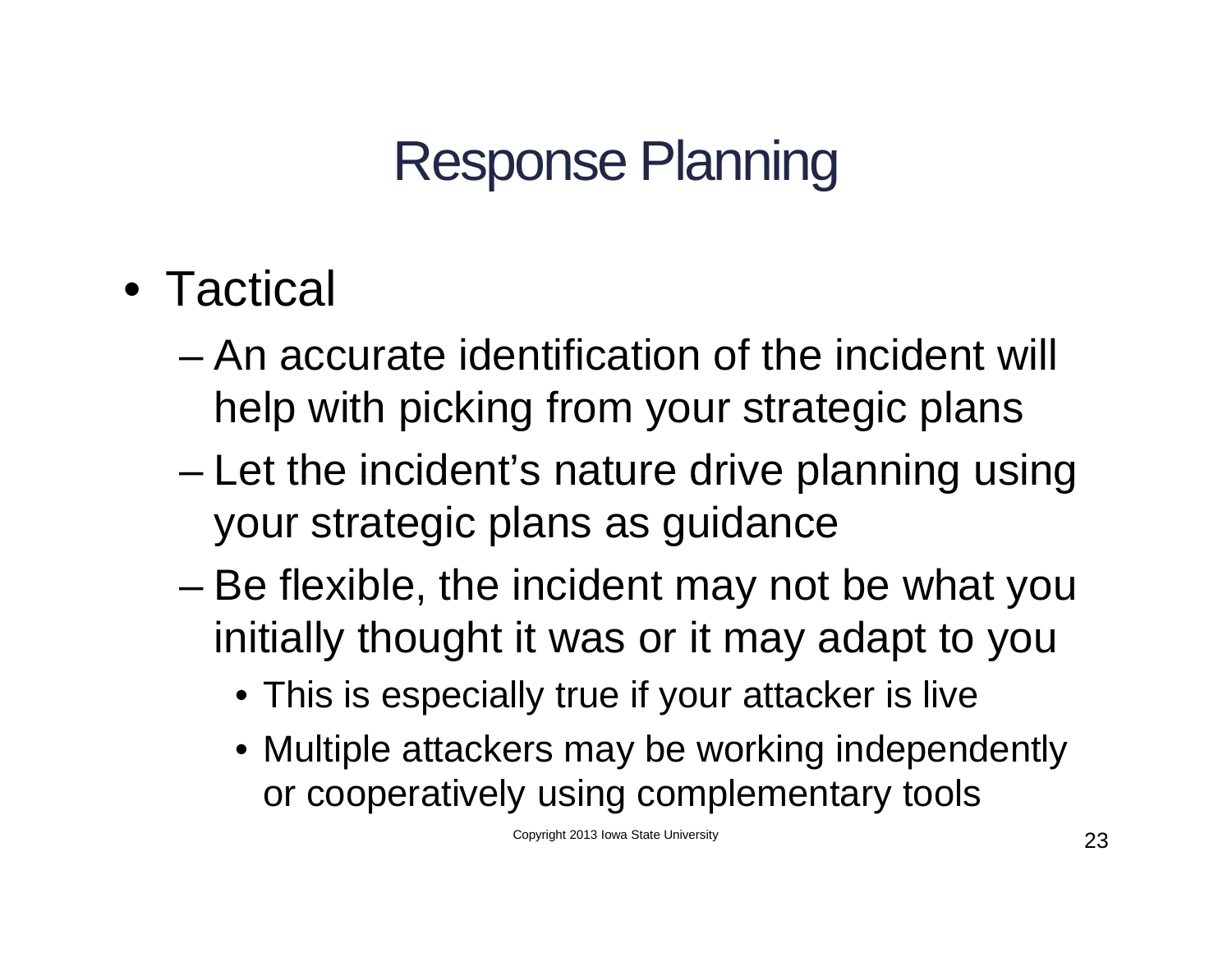# Response Planning

- Tactical
  - An accurate identification of the incident will help with picking from your strategic plans
  - Let the incident's nature drive planning using your strategic plans as guidance
  - Be flexible, the incident may not be what you initially thought it was or it may adapt to you
    - This is especially true if your attacker is live
    - Multiple attackers may be working independently or cooperatively using complementary tools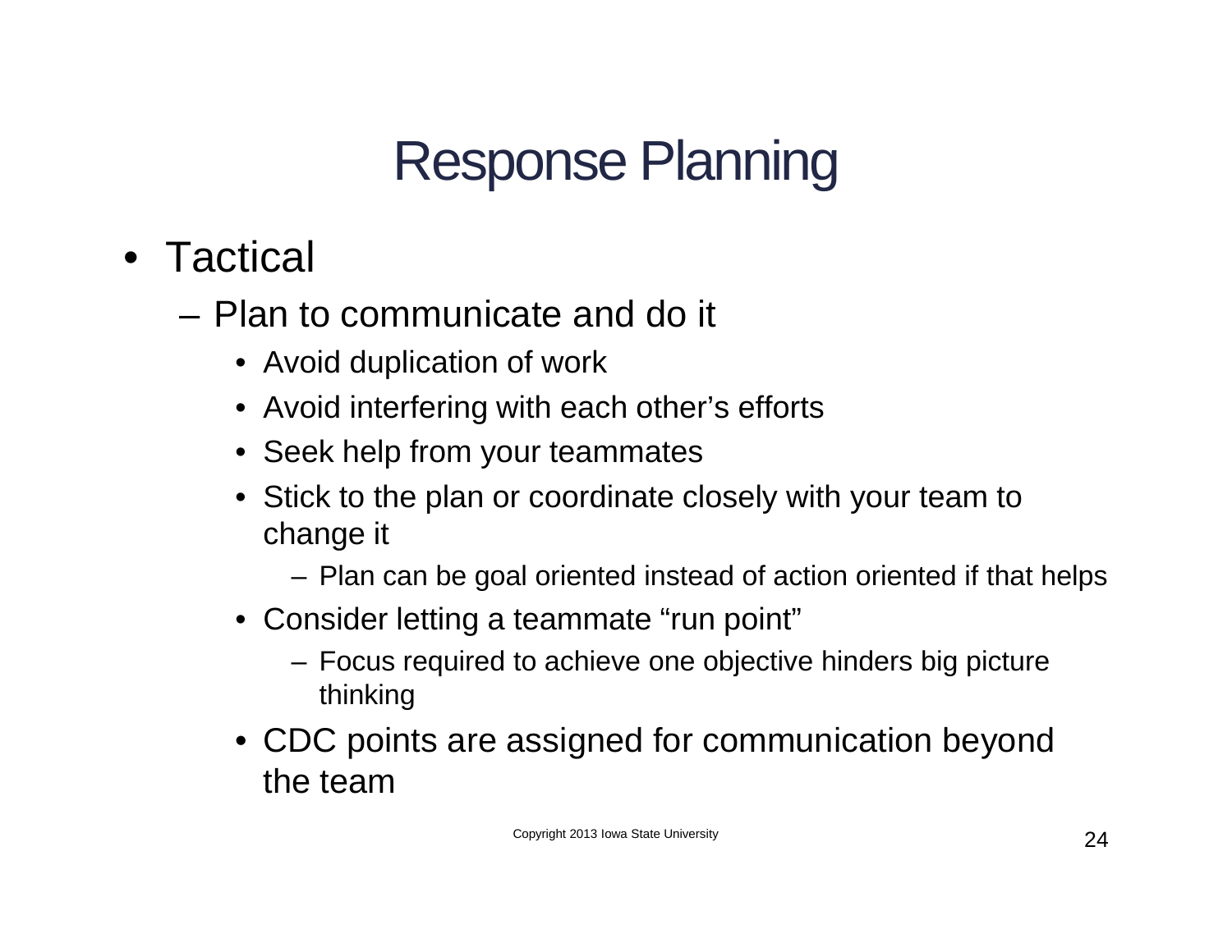# Response Planning

- Tactical
  - Plan to communicate and do it
    - Avoid duplication of work
    - Avoid interfering with each other's efforts
    - Seek help from your teammates
    - Stick to the plan or coordinate closely with your team to change it
      - Plan can be goal oriented instead of action oriented if that helps
    - Consider letting a teammate "run point"
      - Focus required to achieve one objective hinders big picture thinking
    - CDC points are assigned for communication beyond the team

Copyright 2013 Iowa State University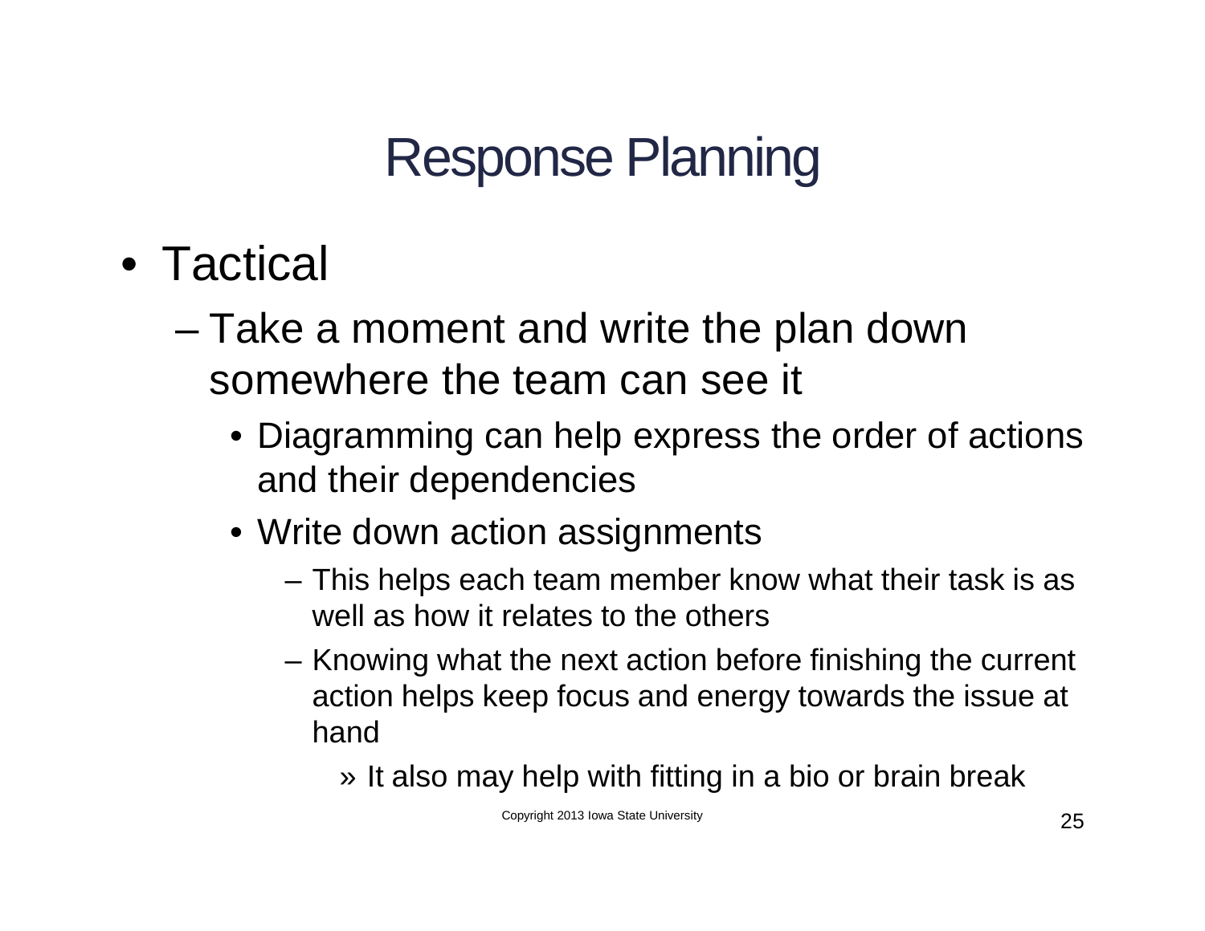# Response Planning

- Tactical
  - Take a moment and write the plan down somewhere the team can see it
    - Diagramming can help express the order of actions and their dependencies
    - Write down action assignments
      - This helps each team member know what their task is as well as how it relates to the others
      - Knowing what the next action before finishing the current action helps keep focus and energy towards the issue at hand
        - » It also may help with fitting in a bio or brain break

Copyright 2013 Iowa State University